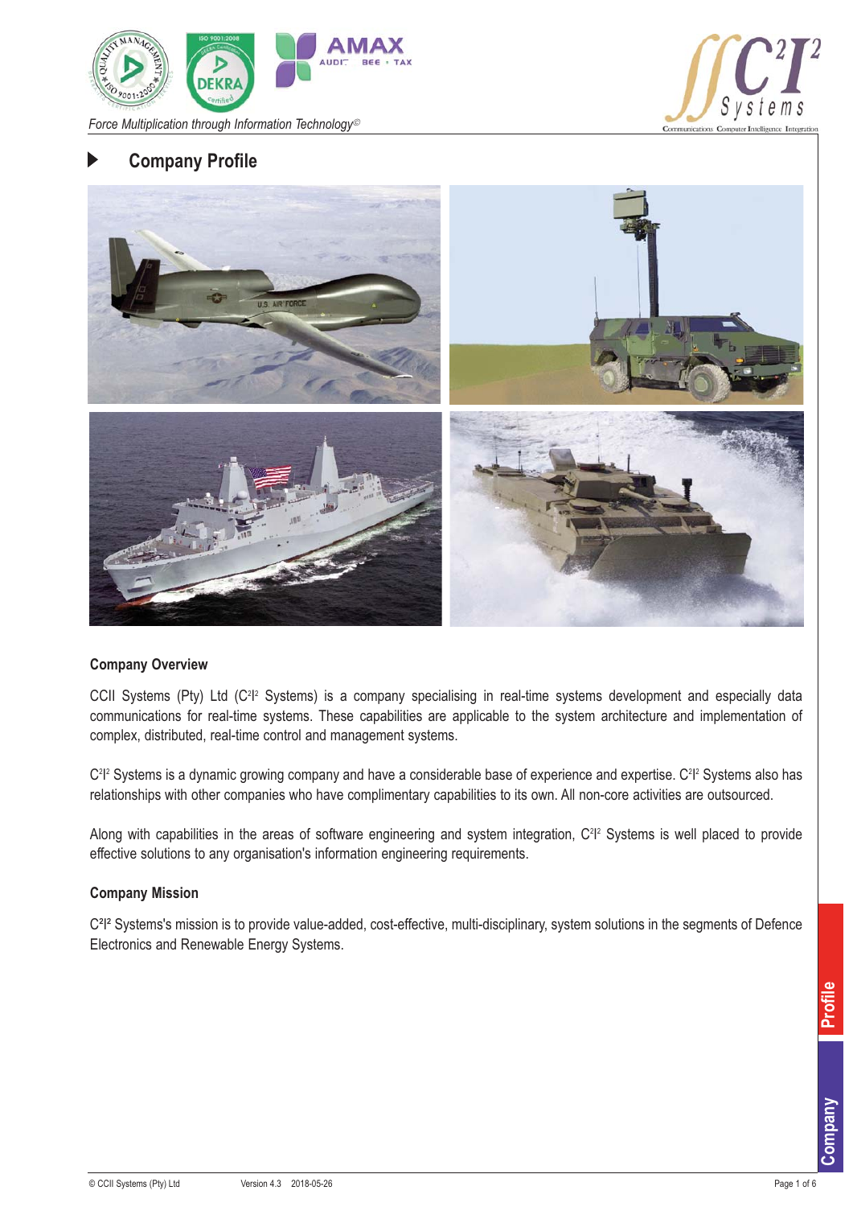*Force Multiplication through Information Technology©*

# Company Profile

## Company Overview

CCII Systems (Pty) Ltd ($C^2I^2$ Systems) is a company specialising in real-time systems development and especially data communications for real-time systems. These capabilities are applicable to the system architecture and implementation of complex, distributed, real-time control and management systems.

$C^2I^2$ Systems is a dynamic growing company and have a considerable base of experience and expertise. $C^2I^2$ Systems also has relationships with other companies who have complimentary capabilities to its own. All non-core activities are outsourced.

Along with capabilities in the areas of software engineering and system integration, $C^2I^2$ Systems is well placed to provide effective solutions to any organisation's information engineering requirements.

## Company Mission

$C^2I^2$ Systems's mission is to provide value-added, cost-effective, multi-disciplinary, system solutions in the segments of Defence Electronics and Renewable Energy Systems.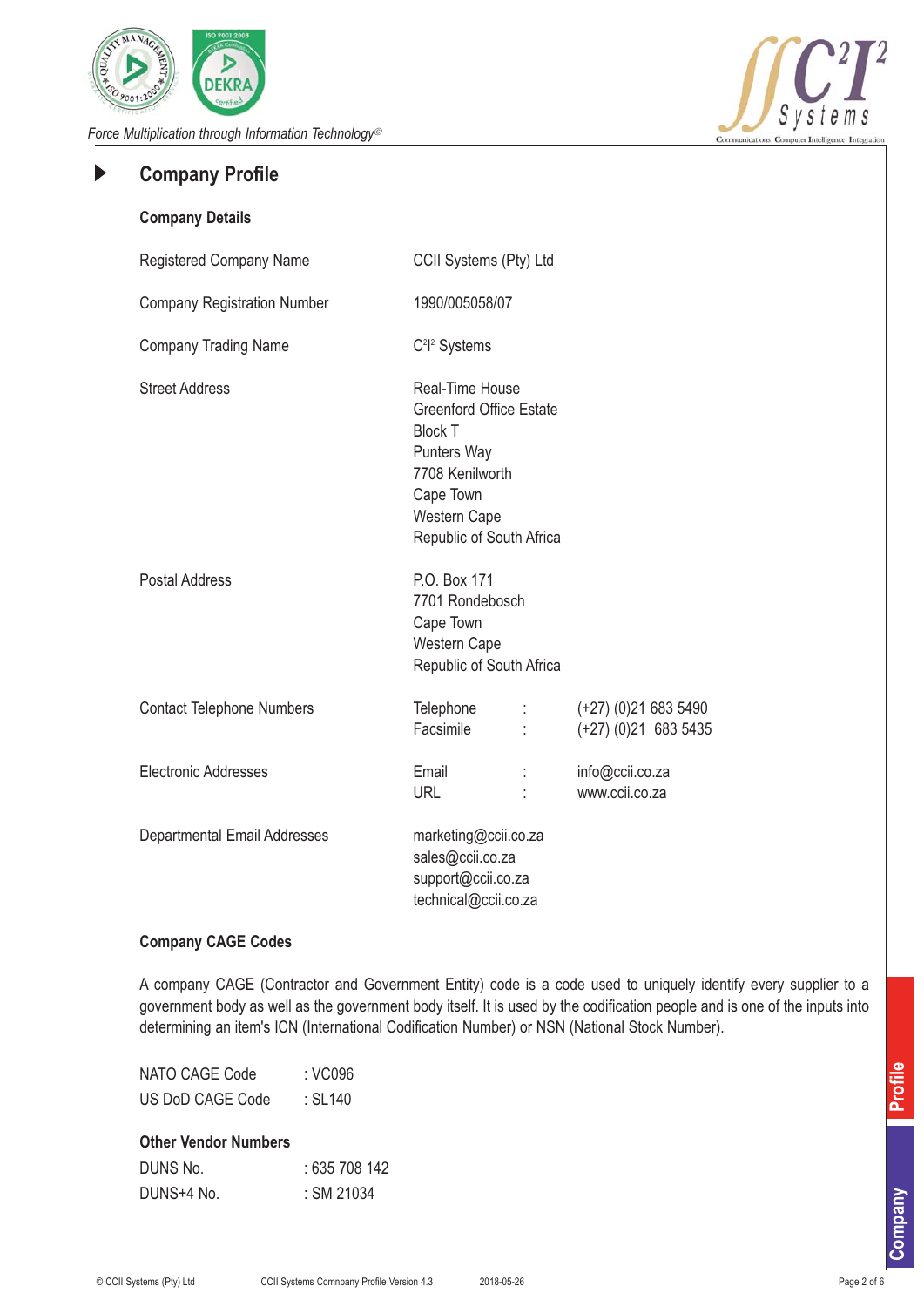## Company Profile

### Company Details

| | | | |
|---|---|---|---|
| Registered Company Name | CCII Systems (Pty) Ltd | | |
| Company Registration Number | 1990/005058/07 | | |
| Company Trading Name | $C^2I^2$ Systems | | |
| Street Address | Real-Time House<br>Greenford Office Estate<br>Block T<br>Punters Way<br>7708 Kenilworth<br>Cape Town<br>Western Cape<br>Republic of South Africa | | |
| Postal Address | P.O. Box 171<br>7701 Rondebosch<br>Cape Town<br>Western Cape<br>Republic of South Africa | | |
| Contact Telephone Numbers | Telephone<br>Facsimile | :<br>: | (+27) (0)21 683 5490<br>(+27) (0)21 683 5435 |
| Electronic Addresses | Email<br>URL | :<br>: | info@ccii.co.za<br>www.ccii.co.za |
| Departmental Email Addresses | marketing@ccii.co.za<br>sales@ccii.co.za<br>support@ccii.co.za<br>technical@ccii.co.za | | |

### Company CAGE Codes

A company CAGE (Contractor and Government Entity) code is a code used to uniquely identify every supplier to a government body as well as the government body itself. It is used by the codification people and is one of the inputs into determining an item's ICN (International Codification Number) or NSN (National Stock Number).

NATO CAGE Code : VC096
US DoD CAGE Code : SL140

### Other Vendor Numbers

DUNS No. : 635 708 142
DUNS+4 No. : SM 21034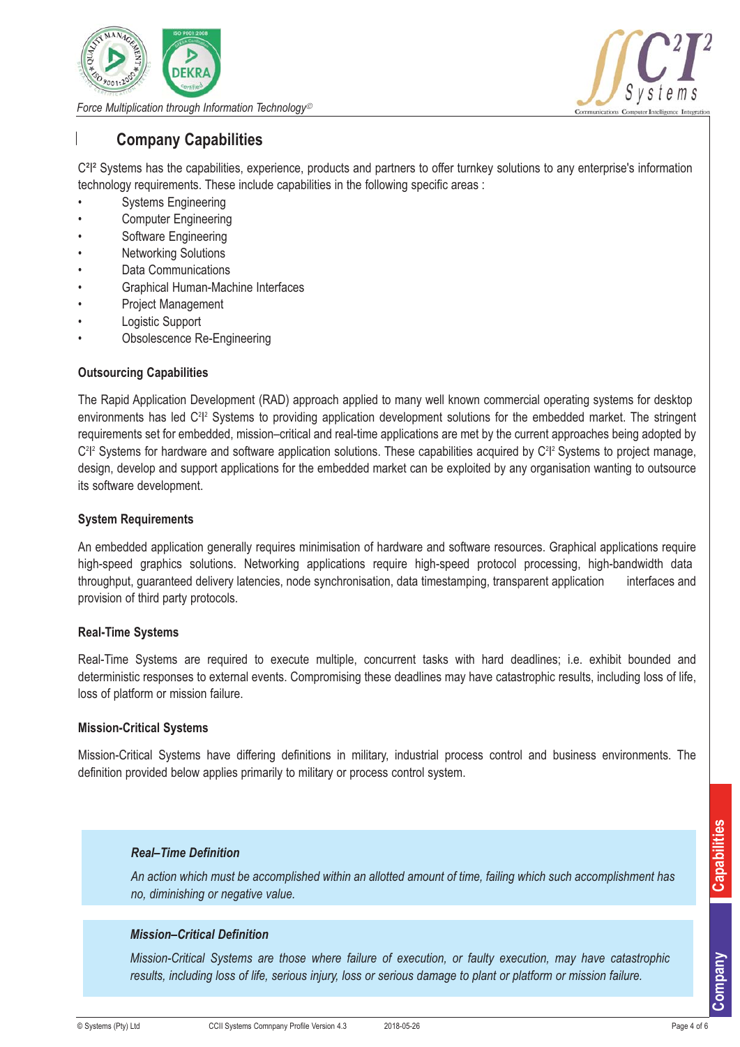## Company Capabilities

C²I² Systems has the capabilities, experience, products and partners to offer turnkey solutions to any enterprise's information technology requirements. These include capabilities in the following specific areas :

- Systems Engineering
- Computer Engineering
- Software Engineering
- Networking Solutions
- Data Communications
- Graphical Human-Machine Interfaces
- Project Management
- Logistic Support
- Obsolescence Re-Engineering

### Outsourcing Capabilities

The Rapid Application Development (RAD) approach applied to many well known commercial operating systems for desktop environments has led C²I² Systems to providing application development solutions for the embedded market. The stringent requirements set for embedded, mission–critical and real-time applications are met by the current approaches being adopted by C²I² Systems for hardware and software application solutions. These capabilities acquired by C²I² Systems to project manage, design, develop and support applications for the embedded market can be exploited by any organisation wanting to outsource its software development.

### System Requirements

An embedded application generally requires minimisation of hardware and software resources. Graphical applications require high-speed graphics solutions. Networking applications require high-speed protocol processing, high-bandwidth data throughput, guaranteed delivery latencies, node synchronisation, data timestamping, transparent application interfaces and provision of third party protocols.

### Real-Time Systems

Real-Time Systems are required to execute multiple, concurrent tasks with hard deadlines; i.e. exhibit bounded and deterministic responses to external events. Compromising these deadlines may have catastrophic results, including loss of life, loss of platform or mission failure.

### Mission-Critical Systems

Mission-Critical Systems have differing definitions in military, industrial process control and business environments. The definition provided below applies primarily to military or process control system.

> ***Real–Time Definition***
>
> *An action which must be accomplished within an allotted amount of time, failing which such accomplishment has no, diminishing or negative value.*

> ***Mission–Critical Definition***
>
> *Mission-Critical Systems are those where failure of execution, or faulty execution, may have catastrophic results, including loss of life, serious injury, loss or serious damage to plant or platform or mission failure.*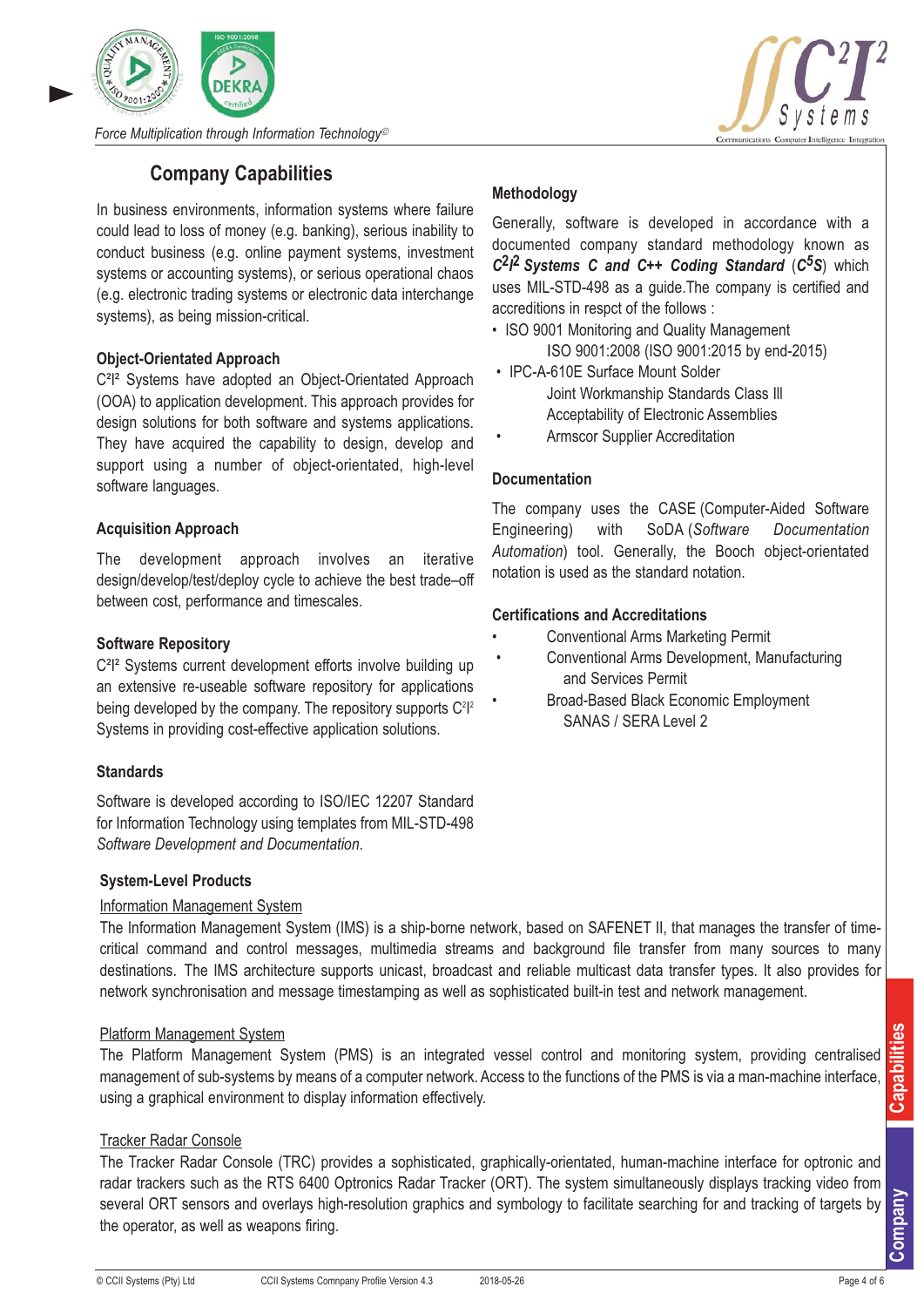Force Multiplication through Information Technology©

# Company Capabilities

In business environments, information systems where failure could lead to loss of money (e.g. banking), serious inability to conduct business (e.g. online payment systems, investment systems or accounting systems), or serious operational chaos (e.g. electronic trading systems or electronic data interchange systems), as being mission-critical.

### Object-Orientated Approach

$C^2I^2$ Systems have adopted an Object-Orientated Approach (OOA) to application development. This approach provides for design solutions for both software and systems applications. They have acquired the capability to design, develop and support using a number of object-orientated, high-level software languages.

### Acquisition Approach

The development approach involves an iterative design/develop/test/deploy cycle to achieve the best trade–off between cost, performance and timescales.

### Software Repository

$C^2I^2$ Systems current development efforts involve building up an extensive re-useable software repository for applications being developed by the company. The repository supports $C^2I^2$ Systems in providing cost-effective application solutions.

### Standards

Software is developed according to ISO/IEC 12207 Standard for Information Technology using templates from MIL-STD-498 *Software Development and Documentation*.

### Methodology

Generally, software is developed in accordance with a documented company standard methodology known as ***$C^2I^2$ Systems C and C++ Coding Standard*** (***$C^5S$***) which uses MIL-STD-498 as a guide.The company is certified and accreditions in respct of the follows :

- ISO 9001 Monitoring and Quality Management
  ISO 9001:2008 (ISO 9001:2015 by end-2015)
- IPC-A-610E Surface Mount Solder
  Joint Workmanship Standards Class III
  Acceptability of Electronic Assemblies
- Armscor Supplier Accreditation

### Documentation

The company uses the CASE (Computer-Aided Software Engineering) with SoDA (*Software Documentation Automation*) tool. Generally, the Booch object-orientated notation is used as the standard notation.

### Certifications and Accreditations

- Conventional Arms Marketing Permit
- Conventional Arms Development, Manufacturing and Services Permit
- Broad-Based Black Economic Employment SANAS / SERA Level 2

### System-Level Products

Information Management System

The Information Management System (IMS) is a ship-borne network, based on SAFENET II, that manages the transfer of time-critical command and control messages, multimedia streams and background file transfer from many sources to many destinations. The IMS architecture supports unicast, broadcast and reliable multicast data transfer types. It also provides for network synchronisation and message timestamping as well as sophisticated built-in test and network management.

Platform Management System

The Platform Management System (PMS) is an integrated vessel control and monitoring system, providing centralised management of sub-systems by means of a computer network. Access to the functions of the PMS is via a man-machine interface, using a graphical environment to display information effectively.

Tracker Radar Console

The Tracker Radar Console (TRC) provides a sophisticated, graphically-orientated, human-machine interface for optronic and radar trackers such as the RTS 6400 Optronics Radar Tracker (ORT). The system simultaneously displays tracking video from several ORT sensors and overlays high-resolution graphics and symbology to facilitate searching for and tracking of targets by the operator, as well as weapons firing.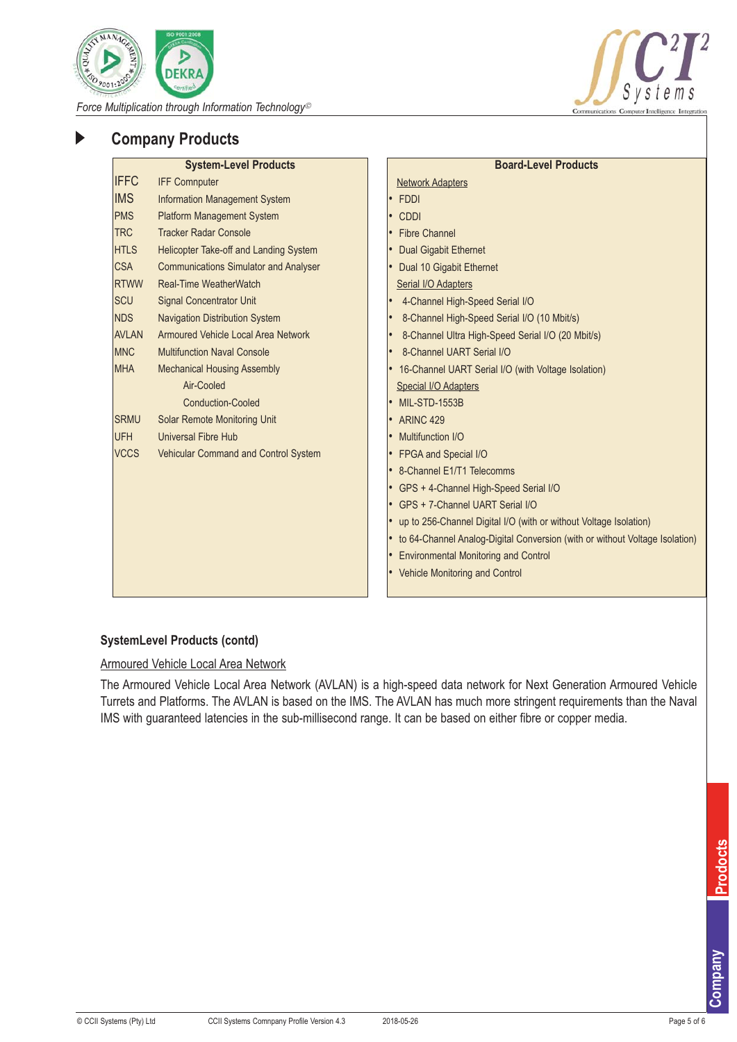## Company Products

| System-Level Products | |
|---|---|
| IFFC | IFF Comnputer |
| IMS | Information Management System |
| PMS | Platform Management System |
| TRC | Tracker Radar Console |
| HTLS | Helicopter Take-off and Landing System |
| CSA | Communications Simulator and Analyser |
| RTWW | Real-Time WeatherWatch |
| SCU | Signal Concentrator Unit |
| NDS | Navigation Distribution System |
| AVLAN | Armoured Vehicle Local Area Network |
| MNC | Multifunction Naval Console |
| MHA | Mechanical Housing Assembly |
| | Air-Cooled |
| | Conduction-Cooled |
| SRMU | Solar Remote Monitoring Unit |
| UFH | Universal Fibre Hub |
| VCCS | Vehicular Command and Control System |

**Board-Level Products**

Network Adapters

- FDDI
- CDDI
- Fibre Channel
- Dual Gigabit Ethernet
- Dual 10 Gigabit Ethernet

Serial I/O Adapters

- 4-Channel High-Speed Serial I/O
- 8-Channel High-Speed Serial I/O (10 Mbit/s)
- 8-Channel Ultra High-Speed Serial I/O (20 Mbit/s)
- 8-Channel UART Serial I/O
- 16-Channel UART Serial I/O (with Voltage Isolation)

Special I/O Adapters

- MIL-STD-1553B
- ARINC 429
- Multifunction I/O
- FPGA and Special I/O
- 8-Channel E1/T1 Telecomms
- GPS + 4-Channel High-Speed Serial I/O
- GPS + 7-Channel UART Serial I/O
- up to 256-Channel Digital I/O (with or without Voltage Isolation)
- to 64-Channel Analog-Digital Conversion (with or without Voltage Isolation)
- Environmental Monitoring and Control
- Vehicle Monitoring and Control

### SystemLevel Products (contd)

Armoured Vehicle Local Area Network

The Armoured Vehicle Local Area Network (AVLAN) is a high-speed data network for Next Generation Armoured Vehicle Turrets and Platforms. The AVLAN is based on the IMS. The AVLAN has much more stringent requirements than the Naval IMS with guaranteed latencies in the sub-millisecond range. It can be based on either fibre or copper media.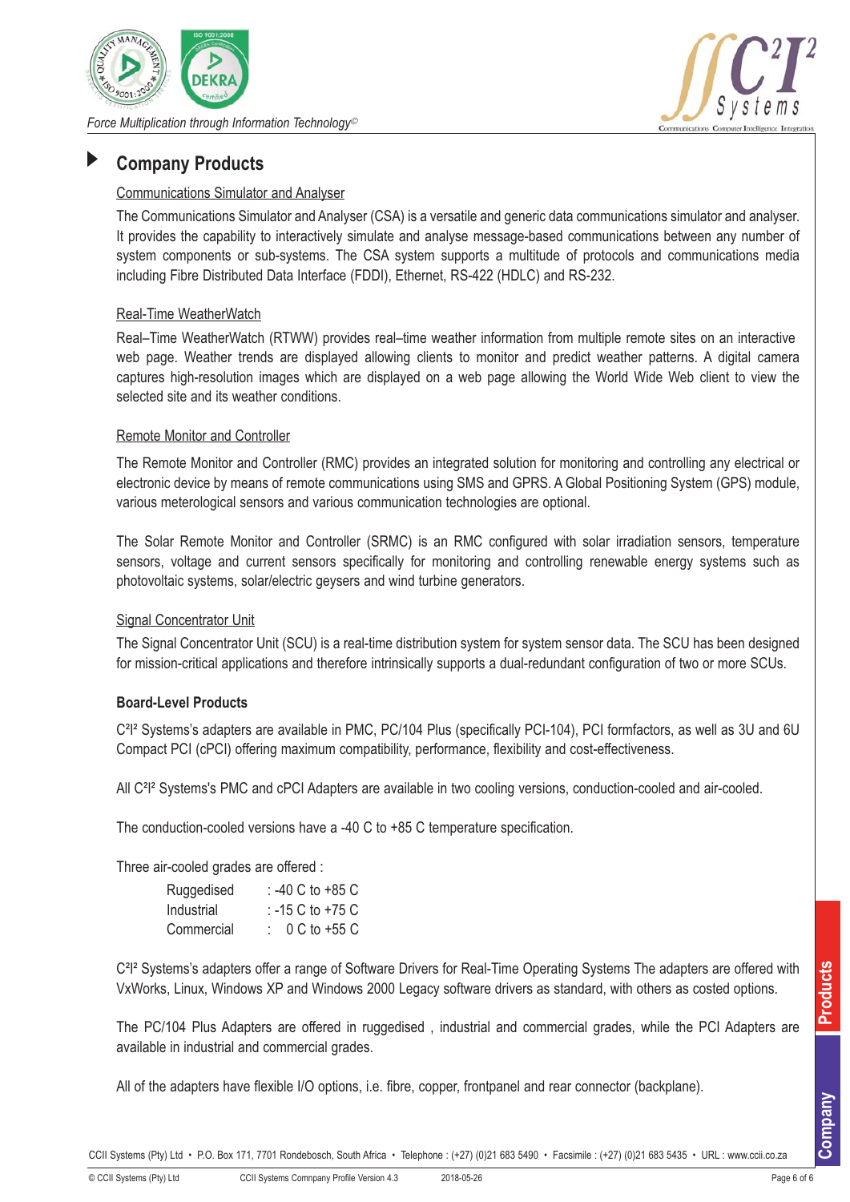## Company Products

Communications Simulator and Analyser

The Communications Simulator and Analyser (CSA) is a versatile and generic data communications simulator and analyser. It provides the capability to interactively simulate and analyse message-based communications between any number of system components or sub-systems. The CSA system supports a multitude of protocols and communications media including Fibre Distributed Data Interface (FDDI), Ethernet, RS-422 (HDLC) and RS-232.

Real-Time WeatherWatch

Real–Time WeatherWatch (RTWW) provides real–time weather information from multiple remote sites on an interactive web page. Weather trends are displayed allowing clients to monitor and predict weather patterns. A digital camera captures high-resolution images which are displayed on a web page allowing the World Wide Web client to view the selected site and its weather conditions.

Remote Monitor and Controller

The Remote Monitor and Controller (RMC) provides an integrated solution for monitoring and controlling any electrical or electronic device by means of remote communications using SMS and GPRS. A Global Positioning System (GPS) module, various meterological sensors and various communication technologies are optional.

The Solar Remote Monitor and Controller (SRMC) is an RMC configured with solar irradiation sensors, temperature sensors, voltage and current sensors specifically for monitoring and controlling renewable energy systems such as photovoltaic systems, solar/electric geysers and wind turbine generators.

Signal Concentrator Unit

The Signal Concentrator Unit (SCU) is a real-time distribution system for system sensor data. The SCU has been designed for mission-critical applications and therefore intrinsically supports a dual-redundant configuration of two or more SCUs.

**Board-Level Products**

C²I² Systems's adapters are available in PMC, PC/104 Plus (specifically PCI-104), PCI formfactors, as well as 3U and 6U Compact PCI (cPCI) offering maximum compatibility, performance, flexibility and cost-effectiveness.

All C²I² Systems's PMC and cPCI Adapters are available in two cooling versions, conduction-cooled and air-cooled.

The conduction-cooled versions have a -40 C to +85 C temperature specification.

Three air-cooled grades are offered :

| | |
|---|---|
| Ruggedised | : -40 C to +85 C |
| Industrial | : -15 C to +75 C |
| Commercial | : 0 C to +55 C |

C²I² Systems's adapters offer a range of Software Drivers for Real-Time Operating Systems The adapters are offered with VxWorks, Linux, Windows XP and Windows 2000 Legacy software drivers as standard, with others as costed options.

The PC/104 Plus Adapters are offered in ruggedised , industrial and commercial grades, while the PCI Adapters are available in industrial and commercial grades.

All of the adapters have flexible I/O options, i.e. fibre, copper, frontpanel and rear connector (backplane).